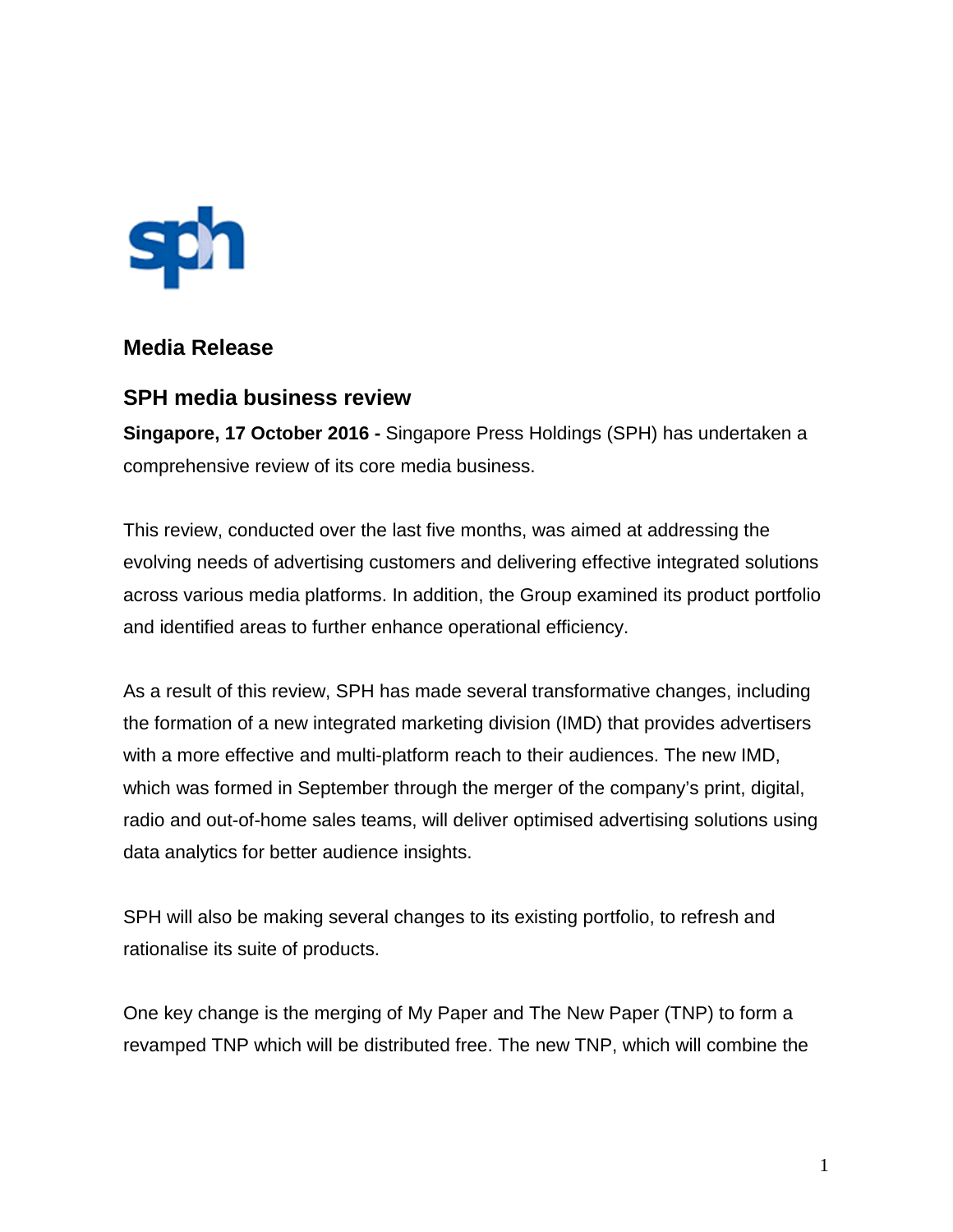## Media Release

## SPH media business review

**Singapore, 17 October 2016 -** Singapore Press Holdings (SPH) has undertaken a comprehensive review of its core media business.

This review, conducted over the last five months, was aimed at addressing the evolving needs of advertising customers and delivering effective integrated solutions across various media platforms. In addition, the Group examined its product portfolio and identified areas to further enhance operational efficiency.

As a result of this review, SPH has made several transformative changes, including the formation of a new integrated marketing division (IMD) that provides advertisers with a more effective and multi-platform reach to their audiences. The new IMD, which was formed in September through the merger of the company's print, digital, radio and out-of-home sales teams, will deliver optimised advertising solutions using data analytics for better audience insights.

SPH will also be making several changes to its existing portfolio, to refresh and rationalise its suite of products.

One key change is the merging of My Paper and The New Paper (TNP) to form a revamped TNP which will be distributed free. The new TNP, which will combine the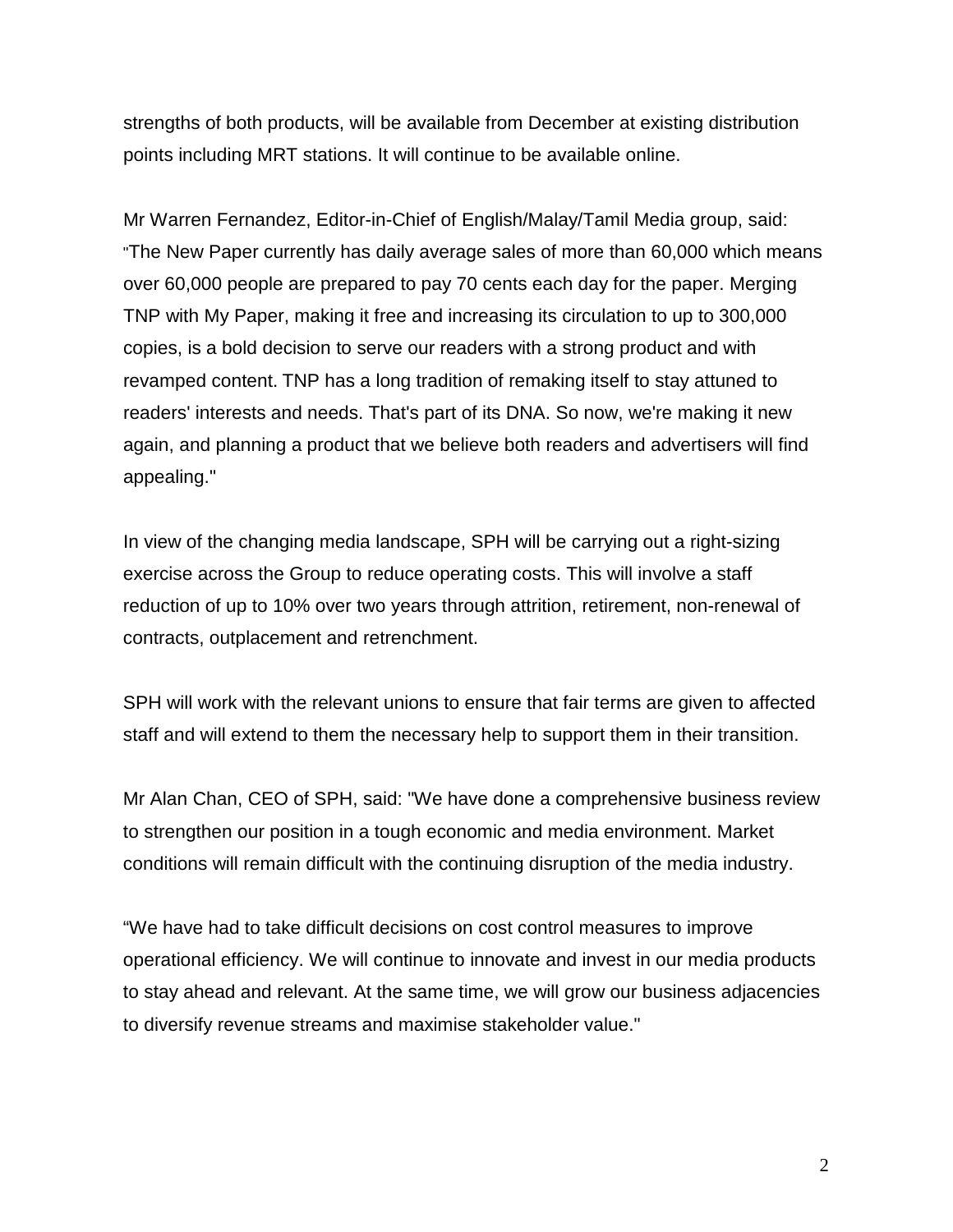strengths of both products, will be available from December at existing distribution points including MRT stations. It will continue to be available online.

Mr Warren Fernandez, Editor-in-Chief of English/Malay/Tamil Media group, said: "The New Paper currently has daily average sales of more than 60,000 which means over 60,000 people are prepared to pay 70 cents each day for the paper. Merging TNP with My Paper, making it free and increasing its circulation to up to 300,000 copies, is a bold decision to serve our readers with a strong product and with revamped content. TNP has a long tradition of remaking itself to stay attuned to readers' interests and needs. That's part of its DNA. So now, we're making it new again, and planning a product that we believe both readers and advertisers will find appealing."

In view of the changing media landscape, SPH will be carrying out a right-sizing exercise across the Group to reduce operating costs. This will involve a staff reduction of up to 10% over two years through attrition, retirement, non-renewal of contracts, outplacement and retrenchment.

SPH will work with the relevant unions to ensure that fair terms are given to affected staff and will extend to them the necessary help to support them in their transition.

Mr Alan Chan, CEO of SPH, said: "We have done a comprehensive business review to strengthen our position in a tough economic and media environment. Market conditions will remain difficult with the continuing disruption of the media industry.

"We have had to take difficult decisions on cost control measures to improve operational efficiency. We will continue to innovate and invest in our media products to stay ahead and relevant. At the same time, we will grow our business adjacencies to diversify revenue streams and maximise stakeholder value."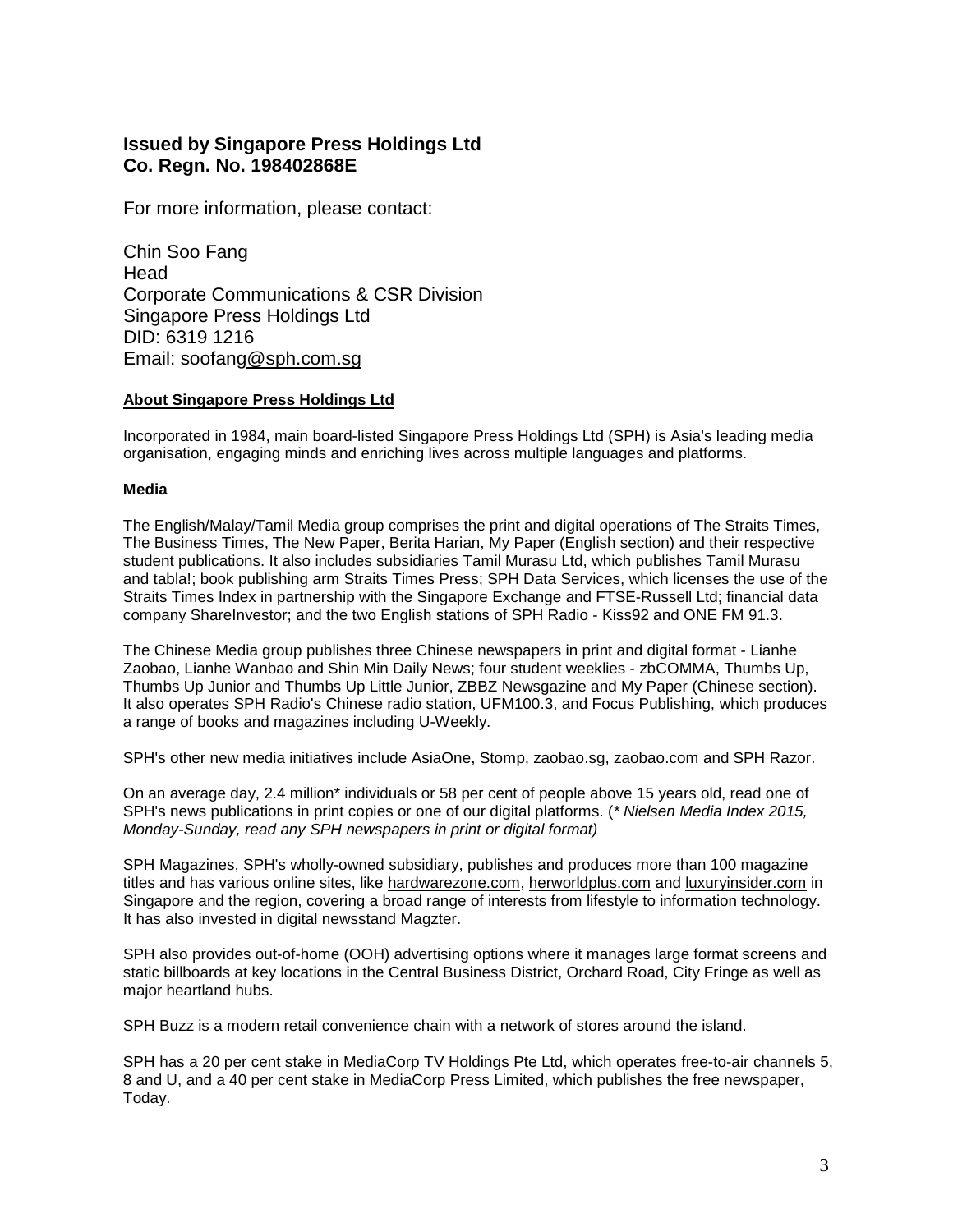**Issued by Singapore Press Holdings Ltd**
**Co. Regn. No. 198402868E**

For more information, please contact:

Chin Soo Fang
Head
Corporate Communications & CSR Division
Singapore Press Holdings Ltd
DID: 6319 1216
Email: soofang@sph.com.sg

**About Singapore Press Holdings Ltd**

Incorporated in 1984, main board-listed Singapore Press Holdings Ltd (SPH) is Asia's leading media organisation, engaging minds and enriching lives across multiple languages and platforms.

**Media**

The English/Malay/Tamil Media group comprises the print and digital operations of The Straits Times, The Business Times, The New Paper, Berita Harian, My Paper (English section) and their respective student publications. It also includes subsidiaries Tamil Murasu Ltd, which publishes Tamil Murasu and tabla!; book publishing arm Straits Times Press; SPH Data Services, which licenses the use of the Straits Times Index in partnership with the Singapore Exchange and FTSE-Russell Ltd; financial data company ShareInvestor; and the two English stations of SPH Radio - Kiss92 and ONE FM 91.3.

The Chinese Media group publishes three Chinese newspapers in print and digital format - Lianhe Zaobao, Lianhe Wanbao and Shin Min Daily News; four student weeklies - zbCOMMA, Thumbs Up, Thumbs Up Junior and Thumbs Up Little Junior, ZBBZ Newsgazine and My Paper (Chinese section). It also operates SPH Radio's Chinese radio station, UFM100.3, and Focus Publishing, which produces a range of books and magazines including U-Weekly.

SPH's other new media initiatives include AsiaOne, Stomp, zaobao.sg, zaobao.com and SPH Razor.

On an average day, 2.4 million* individuals or 58 per cent of people above 15 years old, read one of SPH's news publications in print copies or one of our digital platforms. (*\* Nielsen Media Index 2015, Monday-Sunday, read any SPH newspapers in print or digital format)*

SPH Magazines, SPH's wholly-owned subsidiary, publishes and produces more than 100 magazine titles and has various online sites, like hardwarezone.com, herworldplus.com and luxuryinsider.com in Singapore and the region, covering a broad range of interests from lifestyle to information technology. It has also invested in digital newsstand Magzter.

SPH also provides out-of-home (OOH) advertising options where it manages large format screens and static billboards at key locations in the Central Business District, Orchard Road, City Fringe as well as major heartland hubs.

SPH Buzz is a modern retail convenience chain with a network of stores around the island.

SPH has a 20 per cent stake in MediaCorp TV Holdings Pte Ltd, which operates free-to-air channels 5, 8 and U, and a 40 per cent stake in MediaCorp Press Limited, which publishes the free newspaper, Today.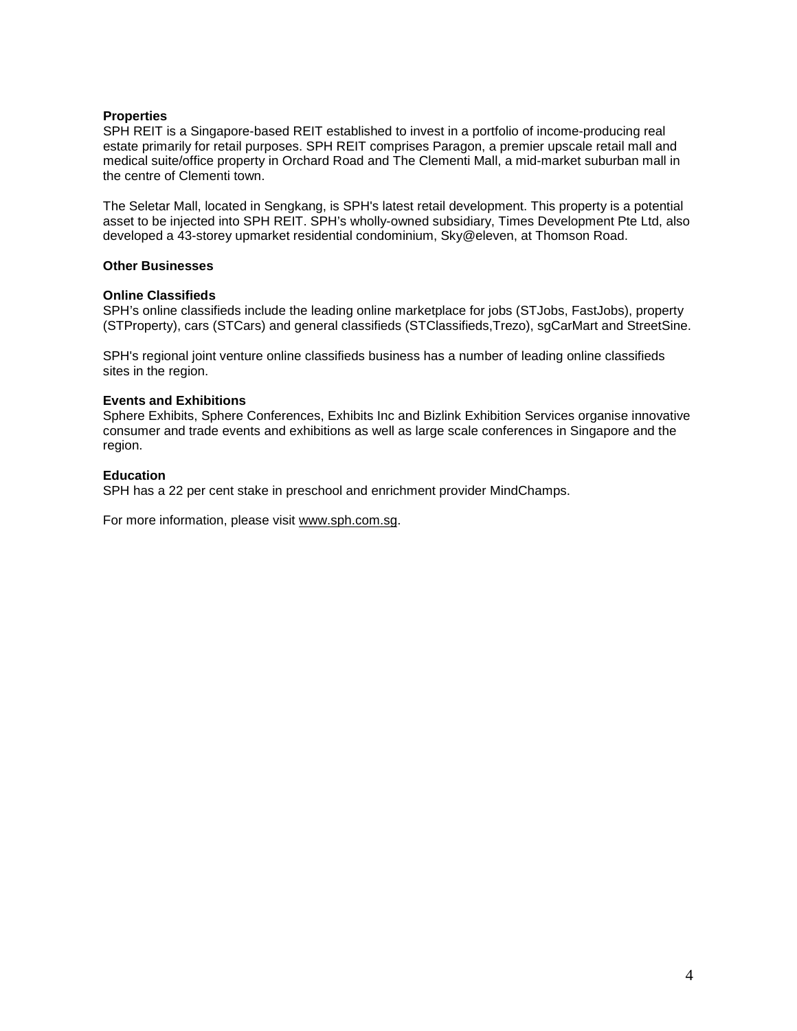**Properties**

SPH REIT is a Singapore-based REIT established to invest in a portfolio of income-producing real estate primarily for retail purposes. SPH REIT comprises Paragon, a premier upscale retail mall and medical suite/office property in Orchard Road and The Clementi Mall, a mid-market suburban mall in the centre of Clementi town.

The Seletar Mall, located in Sengkang, is SPH's latest retail development. This property is a potential asset to be injected into SPH REIT. SPH's wholly-owned subsidiary, Times Development Pte Ltd, also developed a 43-storey upmarket residential condominium, Sky@eleven, at Thomson Road.

**Other Businesses**

**Online Classifieds**

SPH's online classifieds include the leading online marketplace for jobs (STJobs, FastJobs), property (STProperty), cars (STCars) and general classifieds (STClassifieds,Trezo), sgCarMart and StreetSine.

SPH's regional joint venture online classifieds business has a number of leading online classifieds sites in the region.

**Events and Exhibitions**

Sphere Exhibits, Sphere Conferences, Exhibits Inc and Bizlink Exhibition Services organise innovative consumer and trade events and exhibitions as well as large scale conferences in Singapore and the region.

**Education**

SPH has a 22 per cent stake in preschool and enrichment provider MindChamps.

For more information, please visit www.sph.com.sg.